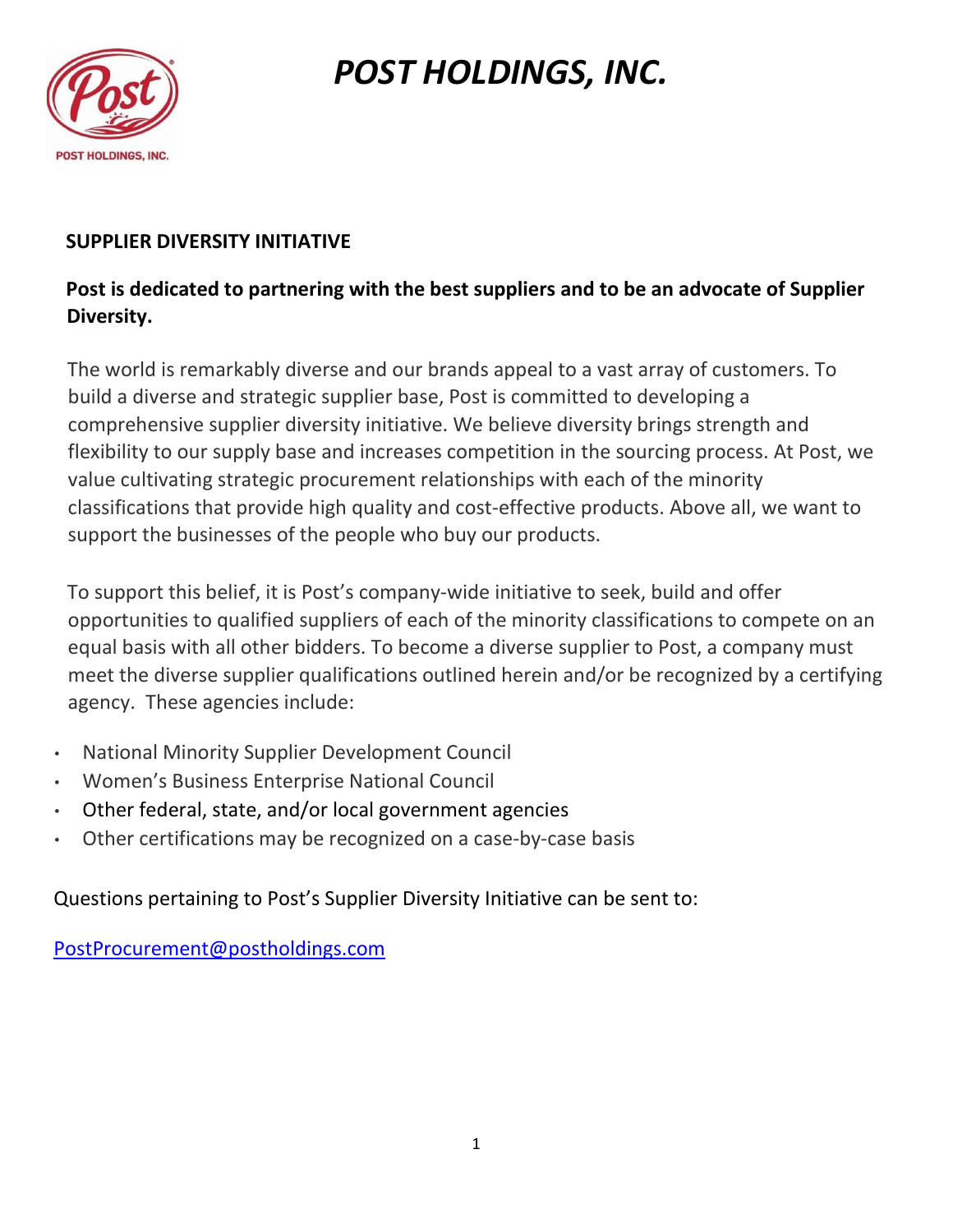# *POST HOLDINGS, INC.*

## SUPPLIER DIVERSITY INITIATIVE

**Post is dedicated to partnering with the best suppliers and to be an advocate of Supplier Diversity.**

The world is remarkably diverse and our brands appeal to a vast array of customers. To build a diverse and strategic supplier base, Post is committed to developing a comprehensive supplier diversity initiative. We believe diversity brings strength and flexibility to our supply base and increases competition in the sourcing process. At Post, we value cultivating strategic procurement relationships with each of the minority classifications that provide high quality and cost-effective products. Above all, we want to support the businesses of the people who buy our products.

To support this belief, it is Post's company-wide initiative to seek, build and offer opportunities to qualified suppliers of each of the minority classifications to compete on an equal basis with all other bidders. To become a diverse supplier to Post, a company must meet the diverse supplier qualifications outlined herein and/or be recognized by a certifying agency. These agencies include:

- National Minority Supplier Development Council
- Women's Business Enterprise National Council
- Other federal, state, and/or local government agencies
- Other certifications may be recognized on a case-by-case basis

Questions pertaining to Post's Supplier Diversity Initiative can be sent to:

PostProcurement@postholdings.com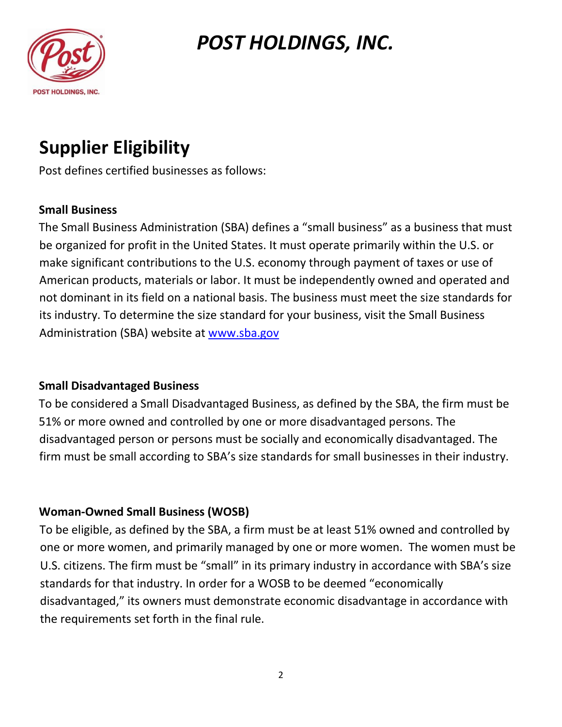# POST HOLDINGS, INC.

## Supplier Eligibility

Post defines certified businesses as follows:

### Small Business

The Small Business Administration (SBA) defines a "small business" as a business that must be organized for profit in the United States. It must operate primarily within the U.S. or make significant contributions to the U.S. economy through payment of taxes or use of American products, materials or labor. It must be independently owned and operated and not dominant in its field on a national basis. The business must meet the size standards for its industry. To determine the size standard for your business, visit the Small Business Administration (SBA) website at [www.sba.gov](http://www.sba.gov)

### Small Disadvantaged Business

To be considered a Small Disadvantaged Business, as defined by the SBA, the firm must be 51% or more owned and controlled by one or more disadvantaged persons. The disadvantaged person or persons must be socially and economically disadvantaged. The firm must be small according to SBA's size standards for small businesses in their industry.

### Woman-Owned Small Business (WOSB)

To be eligible, as defined by the SBA, a firm must be at least 51% owned and controlled by one or more women, and primarily managed by one or more women. The women must be U.S. citizens. The firm must be "small" in its primary industry in accordance with SBA's size standards for that industry. In order for a WOSB to be deemed "economically disadvantaged," its owners must demonstrate economic disadvantage in accordance with the requirements set forth in the final rule.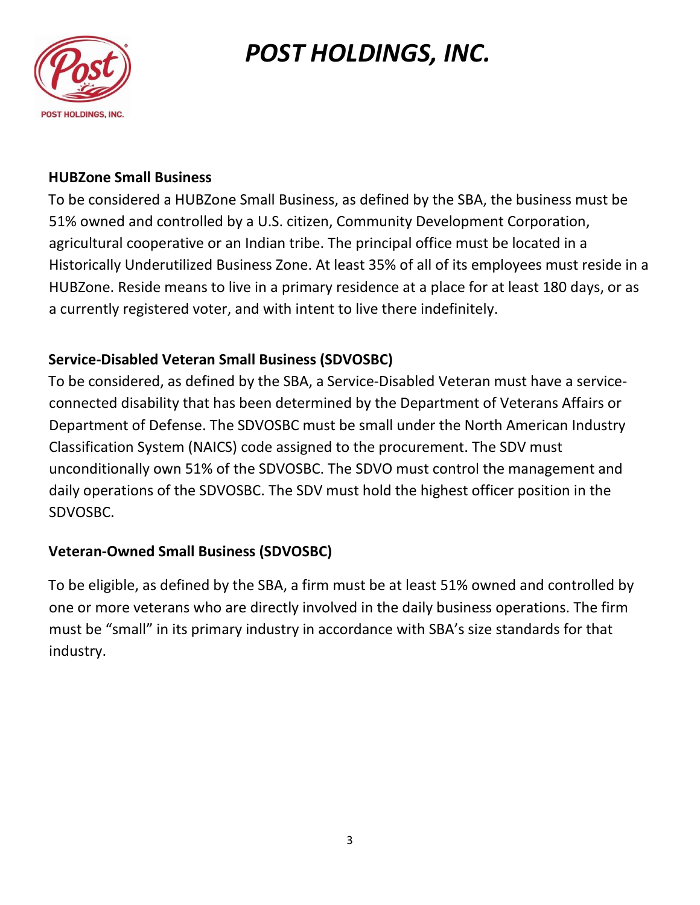## HUBZone Small Business

To be considered a HUBZone Small Business, as defined by the SBA, the business must be 51% owned and controlled by a U.S. citizen, Community Development Corporation, agricultural cooperative or an Indian tribe. The principal office must be located in a Historically Underutilized Business Zone. At least 35% of all of its employees must reside in a HUBZone. Reside means to live in a primary residence at a place for at least 180 days, or as a currently registered voter, and with intent to live there indefinitely.

## Service-Disabled Veteran Small Business (SDVOSBC)

To be considered, as defined by the SBA, a Service-Disabled Veteran must have a service-connected disability that has been determined by the Department of Veterans Affairs or Department of Defense. The SDVOSBC must be small under the North American Industry Classification System (NAICS) code assigned to the procurement. The SDV must unconditionally own 51% of the SDVOSBC. The SDVO must control the management and daily operations of the SDVOSBC. The SDV must hold the highest officer position in the SDVOSBC.

## Veteran-Owned Small Business (SDVOSBC)

To be eligible, as defined by the SBA, a firm must be at least 51% owned and controlled by one or more veterans who are directly involved in the daily business operations. The firm must be "small" in its primary industry in accordance with SBA's size standards for that industry.